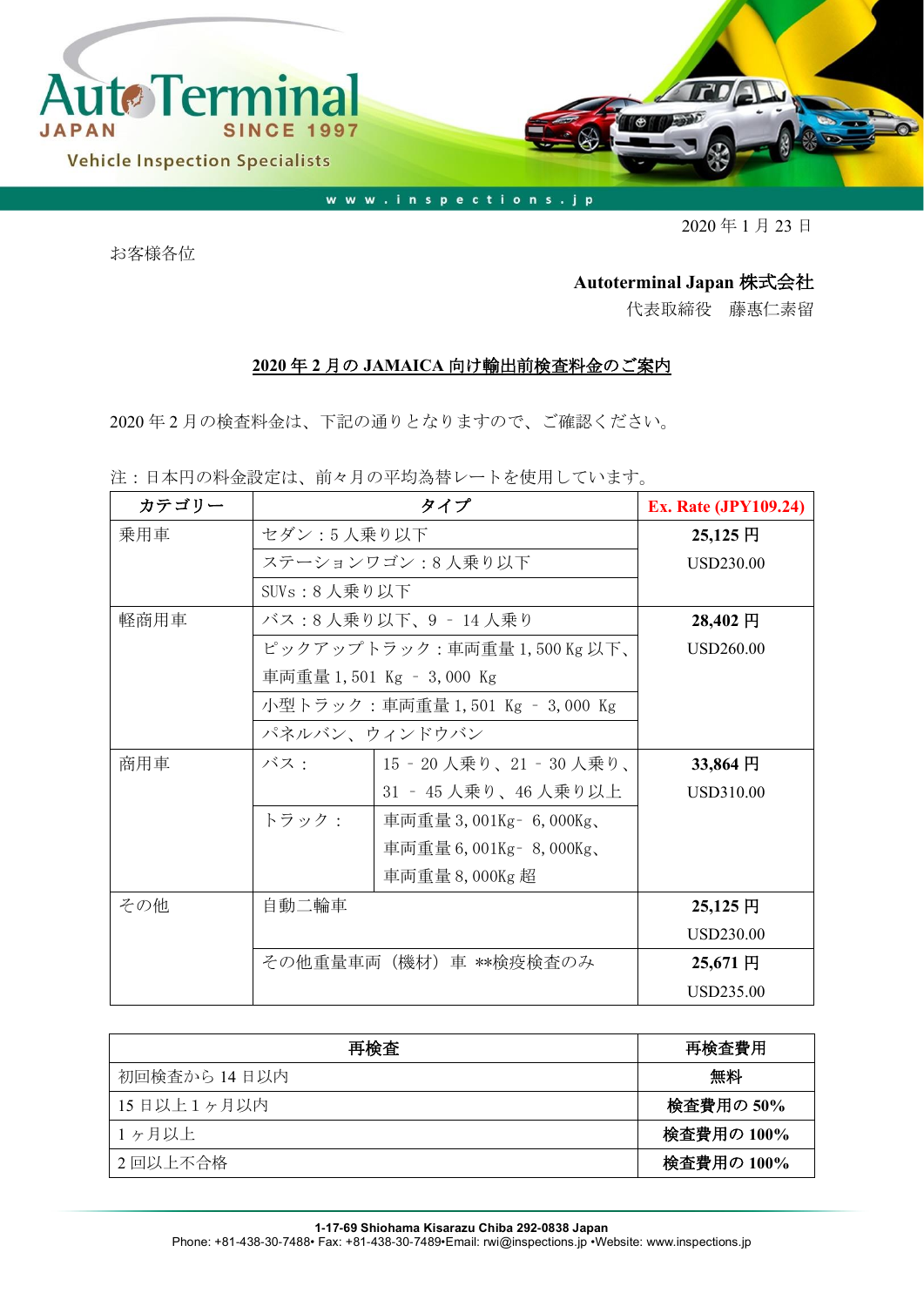AutoTerminal JAPAN SINCE 1997

Vehicle Inspection Specialists

www.inspections.jp

2020 年 1 月 23 日

お客様各位

**Autoterminal Japan 株式会社**

代表取締役　藤惠仁素留

## 2020 年 2 月の JAMAICA 向け輸出前検査料金のご案内

2020 年 2 月の検査料金は、下記の通りとなりますので、ご確認ください。

注：日本円の料金設定は、前々月の平均為替レートを使用しています。

| カテゴリー | タイプ | | Ex. Rate (JPY109.24) |
|---|---|---|---|
| 乗用車 | セダン：5 人乗り以下 | | **25,125 円**<br>USD230.00 |
| | ステーションワゴン：8 人乗り以下 | | |
| | SUVs：8 人乗り以下 | | |
| 軽商用車 | バス：8 人乗り以下、9 – 14 人乗り | | **28,402 円**<br>USD260.00 |
| | ピックアップトラック：車両重量 1,500 Kg 以下、車両重量 1,501 Kg – 3,000 Kg | | |
| | 小型トラック：車両重量 1,501 Kg – 3,000 Kg | | |
| | パネルバン、ウィンドウバン | | |
| 商用車 | バス： | 15 – 20 人乗り、21 – 30 人乗り、31 – 45 人乗り、46 人乗り以上 | **33,864 円**<br>USD310.00 |
| | トラック： | 車両重量 3,001Kg– 6,000Kg、車両重量 6,001Kg– 8,000Kg、車両重量 8,000Kg 超 | |
| その他 | 自動二輪車 | | **25,125 円**<br>USD230.00 |
| | その他重量車両（機材）車 **検疫検査のみ | | **25,671 円**<br>USD235.00 |

| 再検査 | 再検査費用 |
|---|---|
| 初回検査から 14 日以内 | **無料** |
| 15 日以上 1 ヶ月以内 | **検査費用の 50%** |
| 1 ヶ月以上 | **検査費用の 100%** |
| 2 回以上不合格 | **検査費用の 100%** |

**1-17-69 Shiohama Kisarazu Chiba 292-0838 Japan**
Phone: +81-438-30-7488• Fax: +81-438-30-7489•Email: rwi@inspections.jp •Website: www.inspections.jp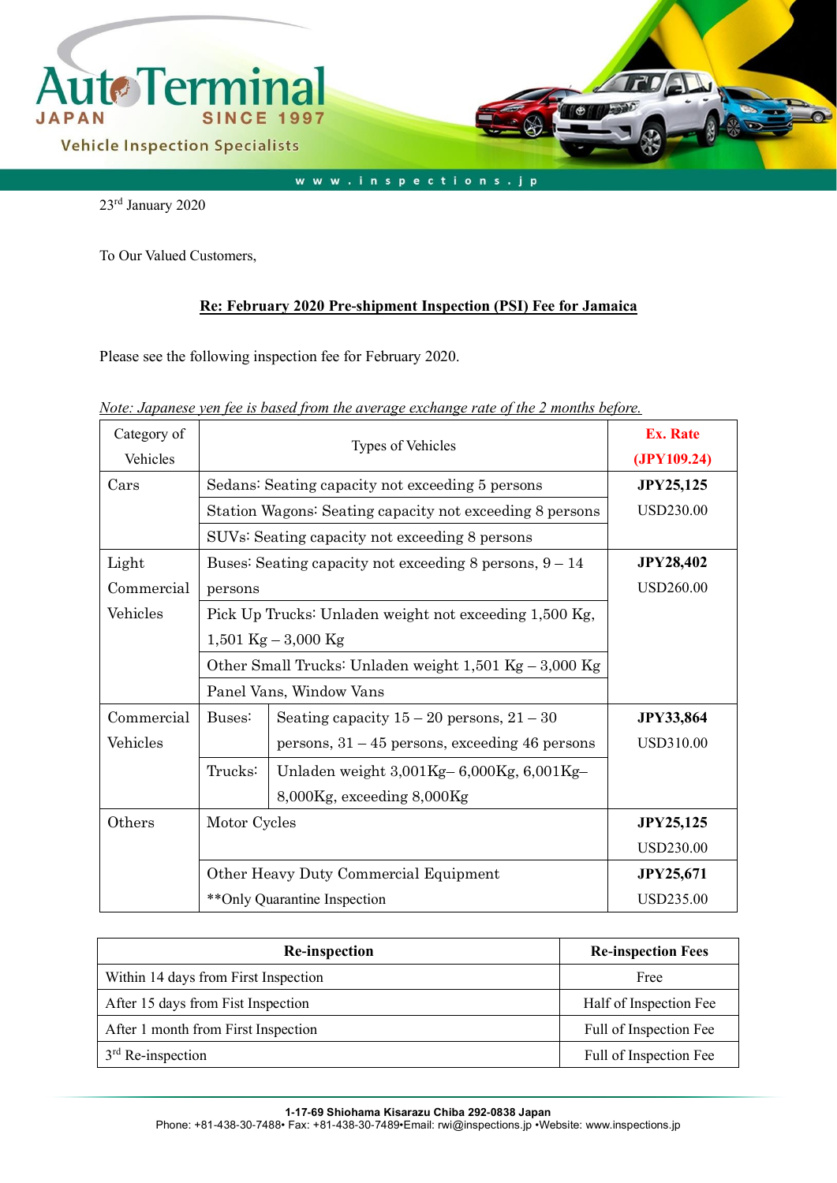AutoTerminal JAPAN SINCE 1997

Vehicle Inspection Specialists

www.inspections.jp

23rd January 2020

To Our Valued Customers,

**Re: February 2020 Pre-shipment Inspection (PSI) Fee for Jamaica**

Please see the following inspection fee for February 2020.

*Note: Japanese yen fee is based from the average exchange rate of the 2 months before.*

| Category of Vehicles | Types of Vehicles | | Ex. Rate (JPY109.24) |
|---|---|---|---|
| Cars | Sedans: Seating capacity not exceeding 5 persons | | **JPY25,125** USD230.00 |
| | Station Wagons: Seating capacity not exceeding 8 persons | | |
| | SUVs: Seating capacity not exceeding 8 persons | | |
| Light Commercial Vehicles | Buses: Seating capacity not exceeding 8 persons, 9 – 14 persons | | **JPY28,402** USD260.00 |
| | Pick Up Trucks: Unladen weight not exceeding 1,500 Kg, 1,501 Kg – 3,000 Kg | | |
| | Other Small Trucks: Unladen weight 1,501 Kg – 3,000 Kg | | |
| | Panel Vans, Window Vans | | |
| Commercial Vehicles | Buses: | Seating capacity 15 – 20 persons, 21 – 30 persons, 31 – 45 persons, exceeding 46 persons | **JPY33,864** USD310.00 |
| | Trucks: | Unladen weight 3,001Kg– 6,000Kg, 6,001Kg– 8,000Kg, exceeding 8,000Kg | |
| Others | Motor Cycles | | **JPY25,125** USD230.00 |
| | Other Heavy Duty Commercial Equipment **Only Quarantine Inspection | | **JPY25,671** USD235.00 |

| Re-inspection | Re-inspection Fees |
|---|---|
| Within 14 days from First Inspection | Free |
| After 15 days from Fist Inspection | Half of Inspection Fee |
| After 1 month from First Inspection | Full of Inspection Fee |
| 3rd Re-inspection | Full of Inspection Fee |

**1-17-69 Shiohama Kisarazu Chiba 292-0838 Japan**

Phone: +81-438-30-7488• Fax: +81-438-30-7489•Email: rwi@inspections.jp •Website: www.inspections.jp